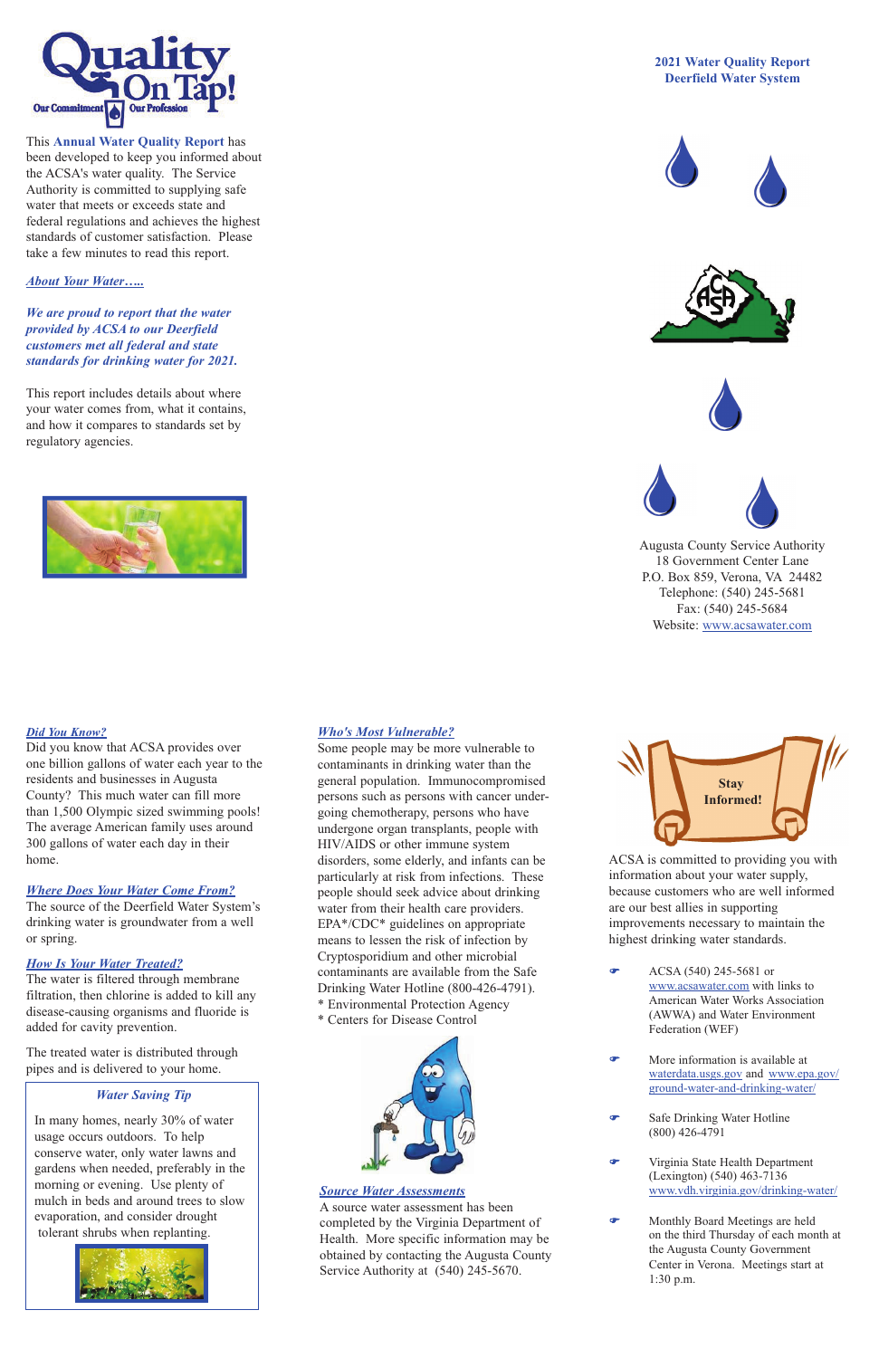# 2021 Water Quality Report
## Deerfield Water System

This **Annual Water Quality Report** has been developed to keep you informed about the ACSA's water quality. The Service Authority is committed to supplying safe water that meets or exceeds state and federal regulations and achieves the highest standards of customer satisfaction. Please take a few minutes to read this report.

### *About Your Water…..*

***We are proud to report that the water provided by ACSA to our Deerfield customers met all federal and state standards for drinking water for 2021.***

This report includes details about where your water comes from, what it contains, and how it compares to standards set by regulatory agencies.

Augusta County Service Authority
18 Government Center Lane
P.O. Box 859, Verona, VA 24482
Telephone: (540) 245-5681
Fax: (540) 245-5684
Website: www.acsawater.com

### *Did You Know?*

Did you know that ACSA provides over one billion gallons of water each year to the residents and businesses in Augusta County? This much water can fill more than 1,500 Olympic sized swimming pools! The average American family uses around 300 gallons of water each day in their home.

### *Where Does Your Water Come From?*

The source of the Deerfield Water System's drinking water is groundwater from a well or spring.

### *How Is Your Water Treated?*

The water is filtered through membrane filtration, then chlorine is added to kill any disease-causing organisms and fluoride is added for cavity prevention.

The treated water is distributed through pipes and is delivered to your home.

### *Water Saving Tip*

In many homes, nearly 30% of water usage occurs outdoors. To help conserve water, only water lawns and gardens when needed, preferably in the morning or evening. Use plenty of mulch in beds and around trees to slow evaporation, and consider drought tolerant shrubs when replanting.

### *Who's Most Vulnerable?*

Some people may be more vulnerable to contaminants in drinking water than the general population. Immunocompromised persons such as persons with cancer undergoing chemotherapy, persons who have undergone organ transplants, people with HIV/AIDS or other immune system disorders, some elderly, and infants can be particularly at risk from infections. These people should seek advice about drinking water from their health care providers. EPA*/CDC* guidelines on appropriate means to lessen the risk of infection by Cryptosporidium and other microbial contaminants are available from the Safe Drinking Water Hotline (800-426-4791).

\* Environmental Protection Agency
\* Centers for Disease Control

### *Source Water Assessments*

A source water assessment has been completed by the Virginia Department of Health. More specific information may be obtained by contacting the Augusta County Service Authority at (540) 245-5670.

### Stay Informed!

ACSA is committed to providing you with information about your water supply, because customers who are well informed are our best allies in supporting improvements necessary to maintain the highest drinking water standards.

- ACSA (540) 245-5681 or www.acsawater.com with links to American Water Works Association (AWWA) and Water Environment Federation (WEF)
- More information is available at waterdata.usgs.gov and www.epa.gov/ground-water-and-drinking-water/
- Safe Drinking Water Hotline (800) 426-4791
- Virginia State Health Department (Lexington) (540) 463-7136 www.vdh.virginia.gov/drinking-water/
- Monthly Board Meetings are held on the third Thursday of each month at the Augusta County Government Center in Verona. Meetings start at 1:30 p.m.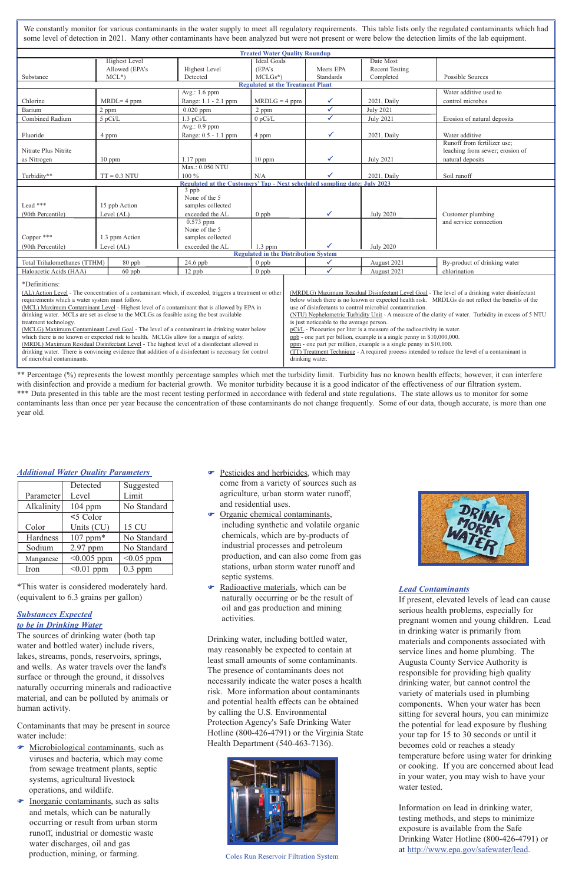We constantly monitor for various contaminants in the water supply to meet all regulatory requirements. This table lists only the regulated contaminants which had some level of detection in 2021. Many other contaminants have been analyzed but were not present or were below the detection limits of the lab equipment.

**Treated Water Quality Roundup**

| Substance | Highest Level Allowed (EPA's MCL*) | Highest Level Detected | Ideal Goals (EPA's MCLGs*) | Meets EPA Standards | Date Most Recent Testing Completed | Possible Sources |
|---|---|---|---|---|---|---|
| **Regulated at the Treatment Plant** | | | | | | |
| Chlorine | MRDL= 4 ppm | Avg.: 1.6 ppm Range: 1.1 - 2.1 ppm | MRDLG = 4 ppm | ✓ | 2021, Daily | Water additive used to control microbes |
| Barium | 2 ppm | 0.020 ppm | 2 ppm | ✓ | July 2021 | Erosion of natural deposits |
| Combined Radium | 5 pCi/L | 1.3 pCi/L | 0 pCi/L | ✓ | July 2021 | Erosion of natural deposits |
| Fluoride | 4 ppm | Avg.: 0.9 ppm Range: 0.5 - 1.1 ppm | 4 ppm | ✓ | 2021, Daily | Water additive |
| Nitrate Plus Nitrite as Nitrogen | 10 ppm | 1.17 ppm | 10 ppm | ✓ | July 2021 | Runoff from fertilizer use; leaching from sewer; erosion of natural deposits |
| Turbidity** | TT = 0.3 NTU | Max.: 0.050 NTU 100 % | N/A | ✓ | 2021, Daily | Soil runoff |
| **Regulated at the Customers' Tap - Next scheduled sampling date: July 2023** | | | | | | |
| Lead *** (90th Percentile) | 15 ppb Action Level (AL) | 3 ppb None of the 5 samples collected exceeded the AL | 0 ppb | ✓ | July 2020 | Customer plumbing and service connection |
| Copper *** (90th Percentile) | 1.3 ppm Action Level (AL) | 0.573 ppm None of the 5 samples collected exceeded the AL | 1.3 ppm | ✓ | July 2020 | Customer plumbing and service connection |
| **Regulated in the Distribution System** | | | | | | |
| Total Trihalomethanes (TTHM) | 80 ppb | 24.6 ppb | 0 ppb | ✓ | August 2021 | By-product of drinking water chlorination |
| Haloacetic Acids (HAA) | 60 ppb | 12 ppb | 0 ppb | ✓ | August 2021 | By-product of drinking water chlorination |

*Definitions:

(AL) Action Level - The concentration of a contaminant which, if exceeded, triggers a treatment or other requirements which a water system must follow.

(MCL) Maximum Contaminant Level - Highest level of a contaminant that is allowed by EPA in drinking water. MCLs are set as close to the MCLGs as feasible using the best available treatment technology.

(MCLG) Maximum Contaminant Level Goal - The level of a contaminant in drinking water below which there is no known or expected risk to health. MCLGs allow for a margin of safety.

(MRDL) Maximum Residual Disinfectant Level - The highest level of a disinfectant allowed in drinking water. There is convincing evidence that addition of a disinfectant is necessary for control of microbial contaminants.

(MRDLG) Maximum Residual Disinfectant Level Goal - The level of a drinking water disinfectant below which there is no known or expected health risk. MRDLGs do not reflect the benefits of the use of disinfectants to control microbial contamination.

(NTU) Nephelometric Turbidity Unit - A measure of the clarity of water. Turbidity in excess of 5 NTU is just noticeable to the average person.

pCi/L - Picocuries per liter is a measure of the radioactivity in water.

ppb - one part per billion, example is a single penny in $10,000,000.

ppm - one part per million, example is a single penny in $10,000.

(TT) Treatment Technique - A required process intended to reduce the level of a contaminant in drinking water.

** Percentage (%) represents the lowest monthly percentage samples which met the turbidity limit. Turbidity has no known health effects; however, it can interfere with disinfection and provide a medium for bacterial growth. We monitor turbidity because it is a good indicator of the effectiveness of our filtration system.

*** Data presented in this table are the most recent testing performed in accordance with federal and state regulations. The state allows us to monitor for some contaminants less than once per year because the concentration of these contaminants do not change frequently. Some of our data, though accurate, is more than one year old.

## Additional Water Quality Parameters

| Parameter | Detected Level | Suggested Limit |
|---|---|---|
| Alkalinity | 104 ppm | No Standard |
| Color | <5 Color Units (CU) | 15 CU |
| Hardness | 107 ppm* | No Standard |
| Sodium | 2.97 ppm | No Standard |
| Manganese | <0.005 ppm | <0.05 ppm |
| Iron | <0.01 ppm | 0.3 ppm |

*This water is considered moderately hard. (equivalent to 6.3 grains per gallon)

## Substances Expected to be in Drinking Water

The sources of drinking water (both tap water and bottled water) include rivers, lakes, streams, ponds, reservoirs, springs, and wells. As water travels over the land's surface or through the ground, it dissolves naturally occurring minerals and radioactive material, and can be polluted by animals or human activity.

Contaminants that may be present in source water include:

- Microbiological contaminants, such as viruses and bacteria, which may come from sewage treatment plants, septic systems, agricultural livestock operations, and wildlife.
- Inorganic contaminants, such as salts and metals, which can be naturally occurring or result from urban storm runoff, industrial or domestic waste water discharges, oil and gas production, mining, or farming.
- Pesticides and herbicides, which may come from a variety of sources such as agriculture, urban storm water runoff, and residential uses.
- Organic chemical contaminants, including synthetic and volatile organic chemicals, which are by-products of industrial processes and petroleum production, and can also come from gas stations, urban storm water runoff and septic systems.
- Radioactive materials, which can be naturally occurring or be the result of oil and gas production and mining activities.

Drinking water, including bottled water, may reasonably be expected to contain at least small amounts of some contaminants. The presence of contaminants does not necessarily indicate the water poses a health risk. More information about contaminants and potential health effects can be obtained by calling the U.S. Environmental Protection Agency's Safe Drinking Water Hotline (800-426-4791) or the Virginia State Health Department (540-463-7136).

Coles Run Reservoir Filtration System

## Lead Contaminants

If present, elevated levels of lead can cause serious health problems, especially for pregnant women and young children. Lead in drinking water is primarily from materials and components associated with service lines and home plumbing. The Augusta County Service Authority is responsible for providing high quality drinking water, but cannot control the variety of materials used in plumbing components. When your water has been sitting for several hours, you can minimize the potential for lead exposure by flushing your tap for 15 to 30 seconds or until it becomes cold or reaches a steady temperature before using water for drinking or cooking. If you are concerned about lead in your water, you may wish to have your water tested.

Information on lead in drinking water, testing methods, and steps to minimize exposure is available from the Safe Drinking Water Hotline (800-426-4791) or at http://www.epa.gov/safewater/lead.